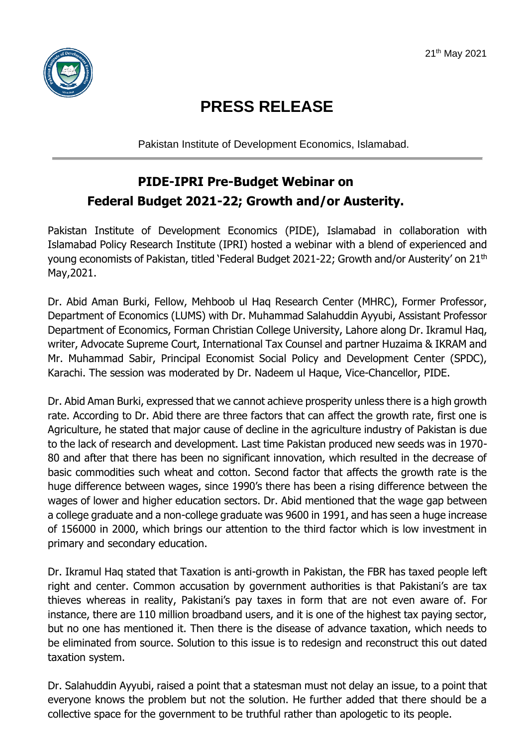21th May 2021

# PRESS RELEASE

Pakistan Institute of Development Economics, Islamabad.

## PIDE-IPRI Pre-Budget Webinar on Federal Budget 2021-22; Growth and/or Austerity.

Pakistan Institute of Development Economics (PIDE), Islamabad in collaboration with Islamabad Policy Research Institute (IPRI) hosted a webinar with a blend of experienced and young economists of Pakistan, titled 'Federal Budget 2021-22; Growth and/or Austerity' on 21th May,2021.

Dr. Abid Aman Burki, Fellow, Mehboob ul Haq Research Center (MHRC), Former Professor, Department of Economics (LUMS) with Dr. Muhammad Salahuddin Ayyubi, Assistant Professor Department of Economics, Forman Christian College University, Lahore along Dr. Ikramul Haq, writer, Advocate Supreme Court, International Tax Counsel and partner Huzaima & IKRAM and Mr. Muhammad Sabir, Principal Economist Social Policy and Development Center (SPDC), Karachi. The session was moderated by Dr. Nadeem ul Haque, Vice-Chancellor, PIDE.

Dr. Abid Aman Burki, expressed that we cannot achieve prosperity unless there is a high growth rate. According to Dr. Abid there are three factors that can affect the growth rate, first one is Agriculture, he stated that major cause of decline in the agriculture industry of Pakistan is due to the lack of research and development. Last time Pakistan produced new seeds was in 1970-80 and after that there has been no significant innovation, which resulted in the decrease of basic commodities such wheat and cotton. Second factor that affects the growth rate is the huge difference between wages, since 1990's there has been a rising difference between the wages of lower and higher education sectors. Dr. Abid mentioned that the wage gap between a college graduate and a non-college graduate was 9600 in 1991, and has seen a huge increase of 156000 in 2000, which brings our attention to the third factor which is low investment in primary and secondary education.

Dr. Ikramul Haq stated that Taxation is anti-growth in Pakistan, the FBR has taxed people left right and center. Common accusation by government authorities is that Pakistani's are tax thieves whereas in reality, Pakistani's pay taxes in form that are not even aware of. For instance, there are 110 million broadband users, and it is one of the highest tax paying sector, but no one has mentioned it. Then there is the disease of advance taxation, which needs to be eliminated from source. Solution to this issue is to redesign and reconstruct this out dated taxation system.

Dr. Salahuddin Ayyubi, raised a point that a statesman must not delay an issue, to a point that everyone knows the problem but not the solution. He further added that there should be a collective space for the government to be truthful rather than apologetic to its people.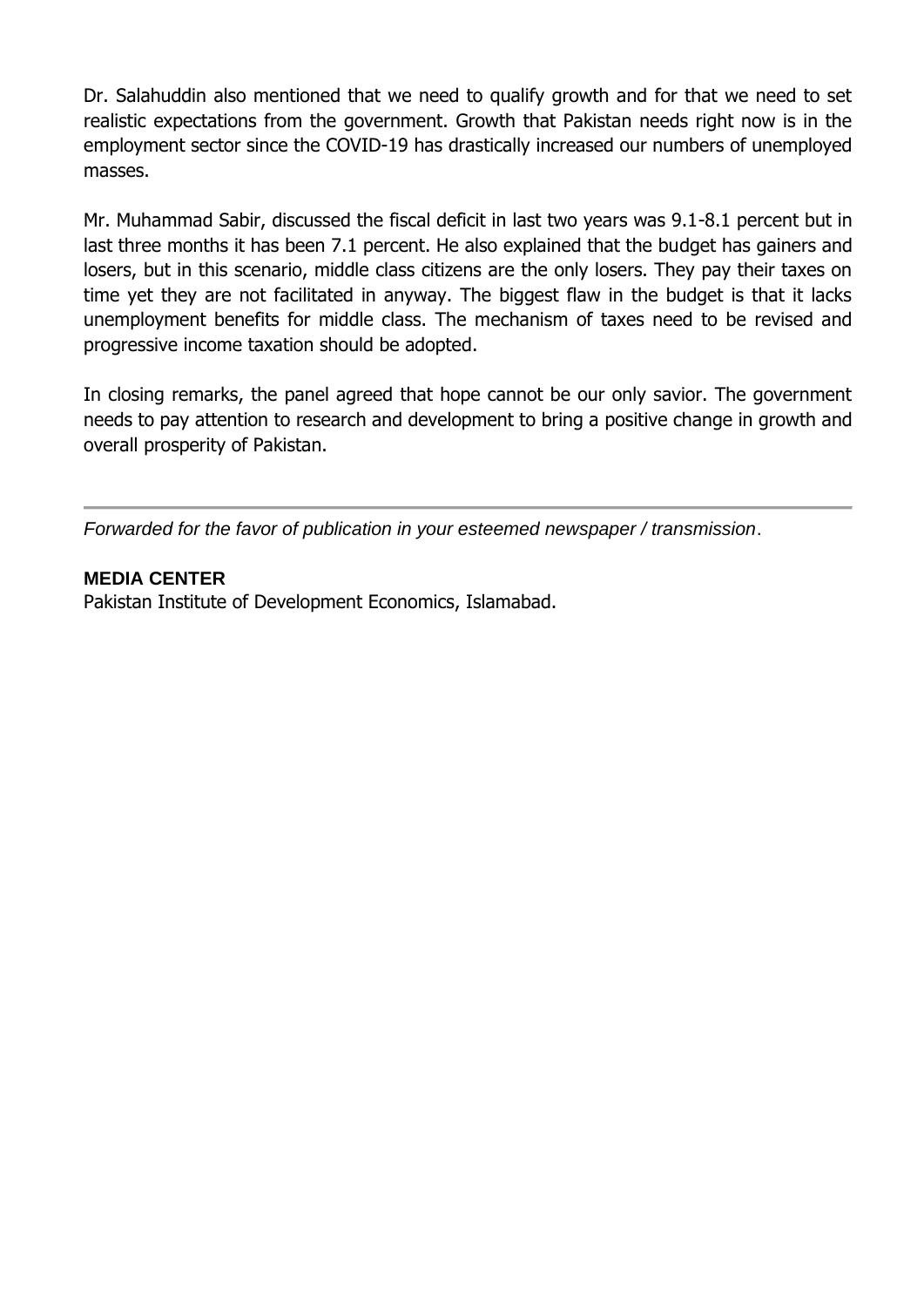Dr. Salahuddin also mentioned that we need to qualify growth and for that we need to set realistic expectations from the government. Growth that Pakistan needs right now is in the employment sector since the COVID-19 has drastically increased our numbers of unemployed masses.

Mr. Muhammad Sabir, discussed the fiscal deficit in last two years was 9.1-8.1 percent but in last three months it has been 7.1 percent. He also explained that the budget has gainers and losers, but in this scenario, middle class citizens are the only losers. They pay their taxes on time yet they are not facilitated in anyway. The biggest flaw in the budget is that it lacks unemployment benefits for middle class. The mechanism of taxes need to be revised and progressive income taxation should be adopted.

In closing remarks, the panel agreed that hope cannot be our only savior. The government needs to pay attention to research and development to bring a positive change in growth and overall prosperity of Pakistan.

---

*Forwarded for the favor of publication in your esteemed newspaper / transmission*.

**MEDIA CENTER**
Pakistan Institute of Development Economics, Islamabad.